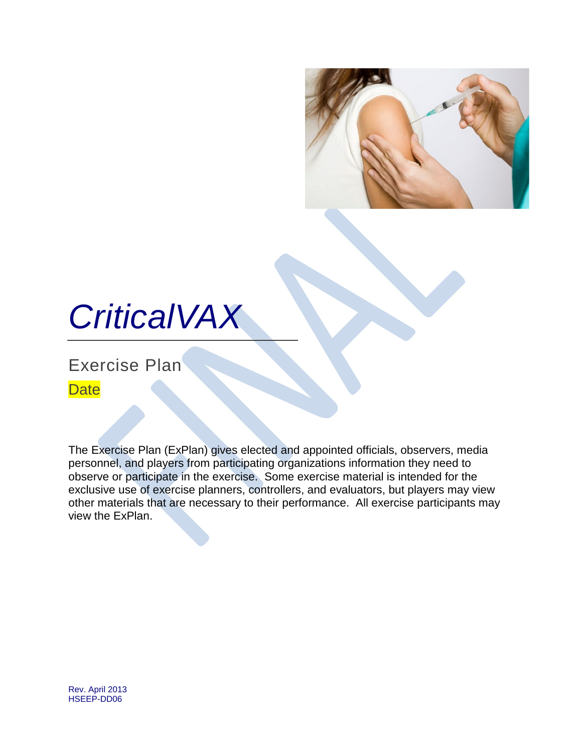# *CriticalVAX*

## Exercise Plan

Date

The Exercise Plan (ExPlan) gives elected and appointed officials, observers, media personnel, and players from participating organizations information they need to observe or participate in the exercise. Some exercise material is intended for the exclusive use of exercise planners, controllers, and evaluators, but players may view other materials that are necessary to their performance. All exercise participants may view the ExPlan.

Rev. April 2013
HSEEP-DD06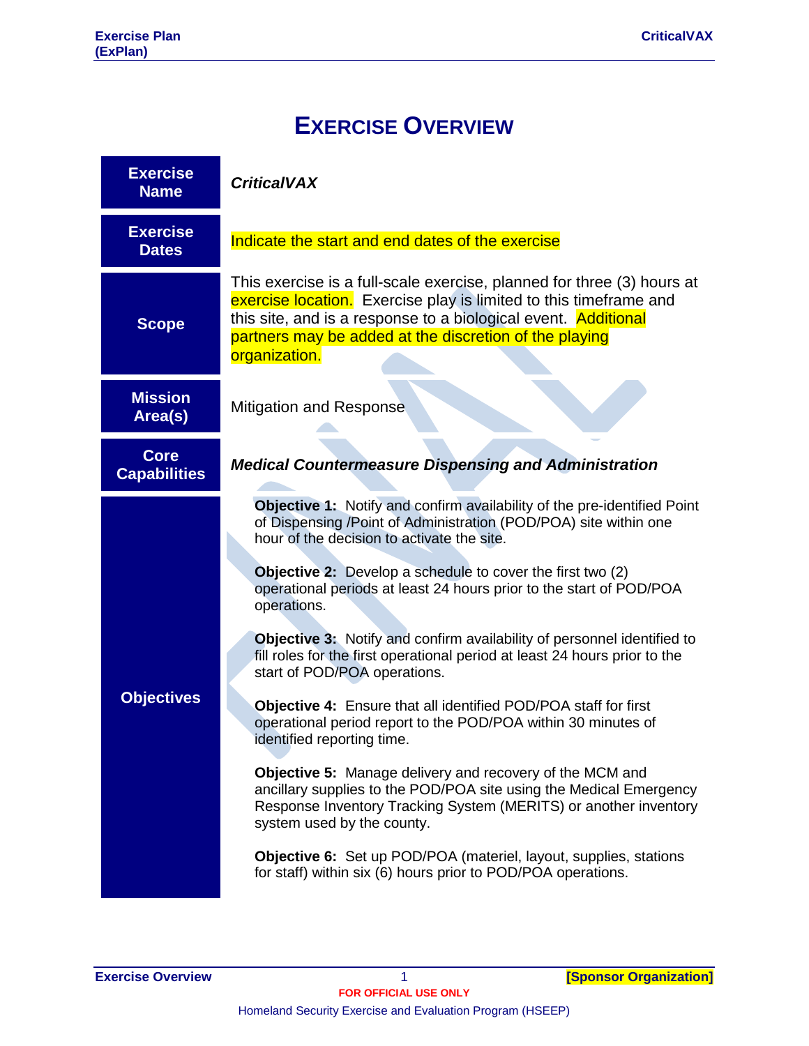# EXERCISE OVERVIEW

| | |
|---|---|
| **Exercise Name** | ***CriticalVAX*** |
| **Exercise Dates** | Indicate the start and end dates of the exercise |
| **Scope** | This exercise is a full-scale exercise, planned for three (3) hours at exercise location. Exercise play is limited to this timeframe and this site, and is a response to a biological event. Additional partners may be added at the discretion of the playing organization. |
| **Mission Area(s)** | Mitigation and Response |
| **Core Capabilities** | ***Medical Countermeasure Dispensing and Administration*** |
| **Objectives** | **Objective 1:** Notify and confirm availability of the pre-identified Point of Dispensing /Point of Administration (POD/POA) site within one hour of the decision to activate the site.<br><br>**Objective 2:** Develop a schedule to cover the first two (2) operational periods at least 24 hours prior to the start of POD/POA operations.<br><br>**Objective 3:** Notify and confirm availability of personnel identified to fill roles for the first operational period at least 24 hours prior to the start of POD/POA operations.<br><br>**Objective 4:** Ensure that all identified POD/POA staff for first operational period report to the POD/POA within 30 minutes of identified reporting time.<br><br>**Objective 5:** Manage delivery and recovery of the MCM and ancillary supplies to the POD/POA site using the Medical Emergency Response Inventory Tracking System (MERITS) or another inventory system used by the county.<br><br>**Objective 6:** Set up POD/POA (materiel, layout, supplies, stations for staff) within six (6) hours prior to POD/POA operations. |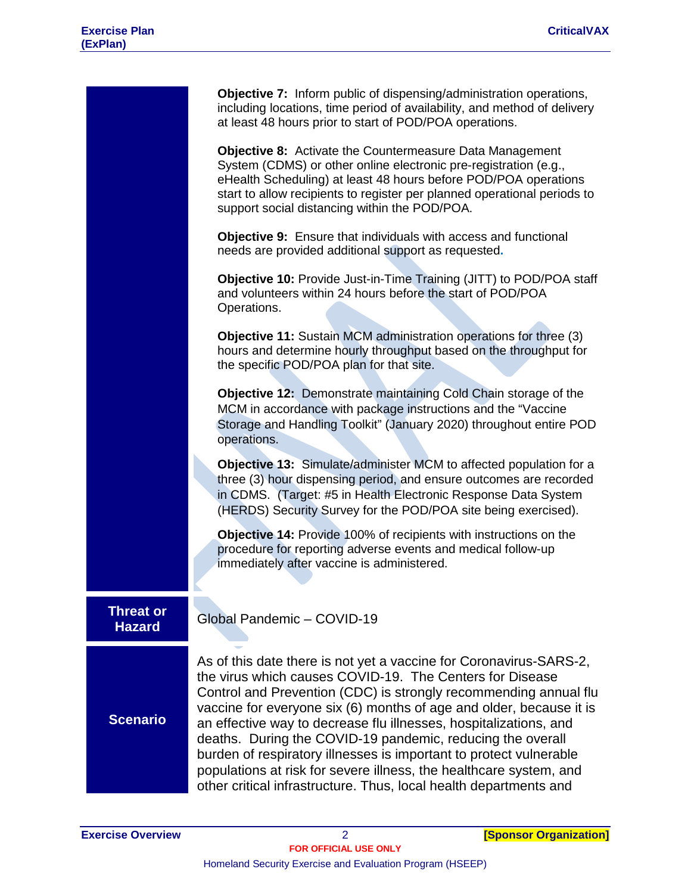| | |
|---|---|
| | **Objective 7:** Inform public of dispensing/administration operations, including locations, time period of availability, and method of delivery at least 48 hours prior to start of POD/POA operations.<br><br>**Objective 8:** Activate the Countermeasure Data Management System (CDMS) or other online electronic pre-registration (e.g., eHealth Scheduling) at least 48 hours before POD/POA operations start to allow recipients to register per planned operational periods to support social distancing within the POD/POA.<br><br>**Objective 9:** Ensure that individuals with access and functional needs are provided additional support as requested.<br><br>**Objective 10:** Provide Just-in-Time Training (JITT) to POD/POA staff and volunteers within 24 hours before the start of POD/POA Operations.<br><br>**Objective 11:** Sustain MCM administration operations for three (3) hours and determine hourly throughput based on the throughput for the specific POD/POA plan for that site.<br><br>**Objective 12:** Demonstrate maintaining Cold Chain storage of the MCM in accordance with package instructions and the "Vaccine Storage and Handling Toolkit" (January 2020) throughout entire POD operations.<br><br>**Objective 13:** Simulate/administer MCM to affected population for a three (3) hour dispensing period, and ensure outcomes are recorded in CDMS. (Target: #5 in Health Electronic Response Data System (HERDS) Security Survey for the POD/POA site being exercised).<br><br>**Objective 14:** Provide 100% of recipients with instructions on the procedure for reporting adverse events and medical follow-up immediately after vaccine is administered. |
| **Threat or Hazard** | Global Pandemic – COVID-19 |
| **Scenario** | As of this date there is not yet a vaccine for Coronavirus-SARS-2, the virus which causes COVID-19. The Centers for Disease Control and Prevention (CDC) is strongly recommending annual flu vaccine for everyone six (6) months of age and older, because it is an effective way to decrease flu illnesses, hospitalizations, and deaths. During the COVID-19 pandemic, reducing the overall burden of respiratory illnesses is important to protect vulnerable populations at risk for severe illness, the healthcare system, and other critical infrastructure. Thus, local health departments and |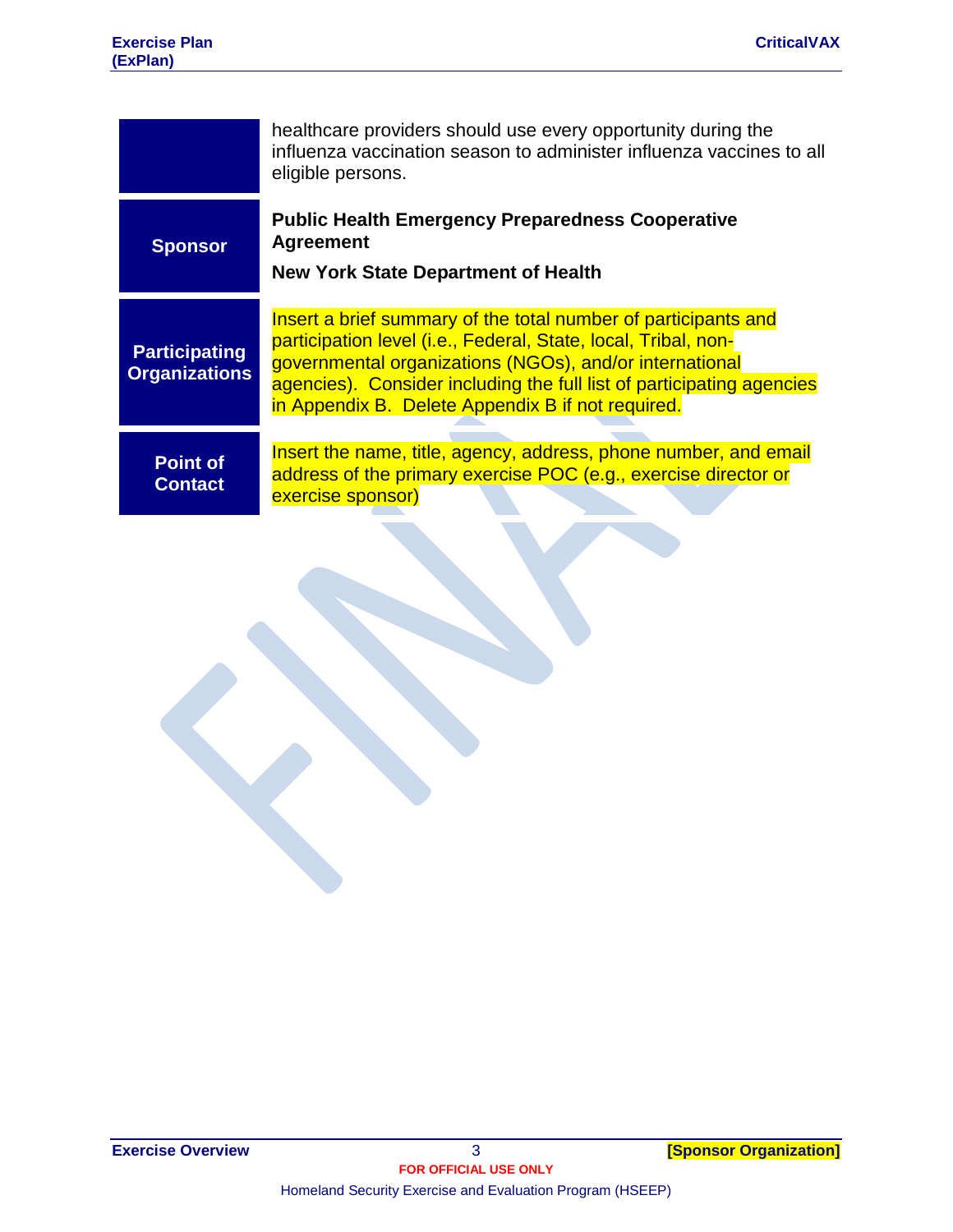| | |
|---|---|
| | healthcare providers should use every opportunity during the influenza vaccination season to administer influenza vaccines to all eligible persons. |
| **Sponsor** | **Public Health Emergency Preparedness Cooperative Agreement**<br><br>**New York State Department of Health** |
| **Participating Organizations** | Insert a brief summary of the total number of participants and participation level (i.e., Federal, State, local, Tribal, non-governmental organizations (NGOs), and/or international agencies). Consider including the full list of participating agencies in Appendix B. Delete Appendix B if not required. |
| **Point of Contact** | Insert the name, title, agency, address, phone number, and email address of the primary exercise POC (e.g., exercise director or exercise sponsor) |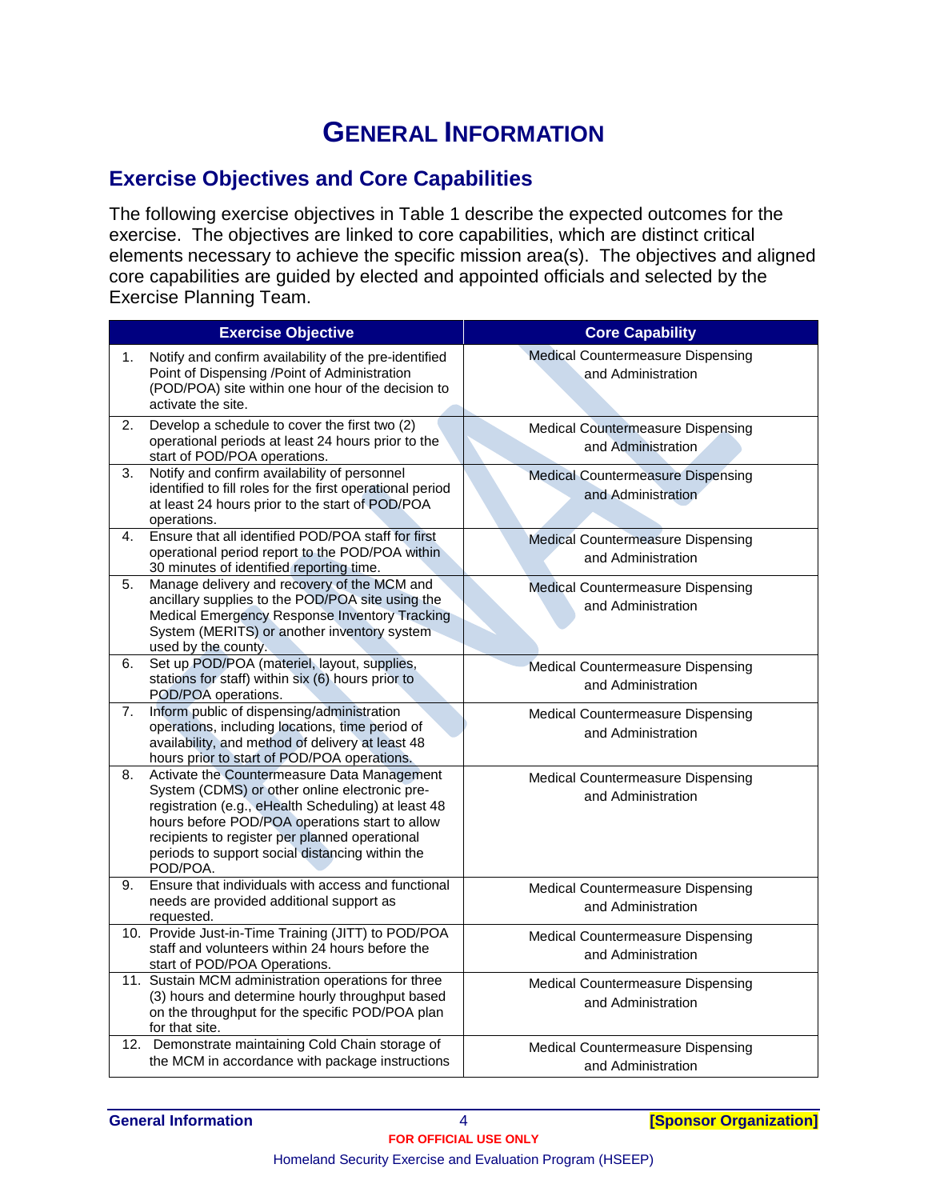# General Information

## Exercise Objectives and Core Capabilities

The following exercise objectives in Table 1 describe the expected outcomes for the exercise. The objectives are linked to core capabilities, which are distinct critical elements necessary to achieve the specific mission area(s). The objectives and aligned core capabilities are guided by elected and appointed officials and selected by the Exercise Planning Team.

| Exercise Objective | Core Capability |
|---|---|
| 1. Notify and confirm availability of the pre-identified Point of Dispensing /Point of Administration (POD/POA) site within one hour of the decision to activate the site. | Medical Countermeasure Dispensing and Administration |
| 2. Develop a schedule to cover the first two (2) operational periods at least 24 hours prior to the start of POD/POA operations. | Medical Countermeasure Dispensing and Administration |
| 3. Notify and confirm availability of personnel identified to fill roles for the first operational period at least 24 hours prior to the start of POD/POA operations. | Medical Countermeasure Dispensing and Administration |
| 4. Ensure that all identified POD/POA staff for first operational period report to the POD/POA within 30 minutes of identified reporting time. | Medical Countermeasure Dispensing and Administration |
| 5. Manage delivery and recovery of the MCM and ancillary supplies to the POD/POA site using the Medical Emergency Response Inventory Tracking System (MERITS) or another inventory system used by the county. | Medical Countermeasure Dispensing and Administration |
| 6. Set up POD/POA (materiel, layout, supplies, stations for staff) within six (6) hours prior to POD/POA operations. | Medical Countermeasure Dispensing and Administration |
| 7. Inform public of dispensing/administration operations, including locations, time period of availability, and method of delivery at least 48 hours prior to start of POD/POA operations. | Medical Countermeasure Dispensing and Administration |
| 8. Activate the Countermeasure Data Management System (CDMS) or other online electronic pre-registration (e.g., eHealth Scheduling) at least 48 hours before POD/POA operations start to allow recipients to register per planned operational periods to support social distancing within the POD/POA. | Medical Countermeasure Dispensing and Administration |
| 9. Ensure that individuals with access and functional needs are provided additional support as requested. | Medical Countermeasure Dispensing and Administration |
| 10. Provide Just-in-Time Training (JITT) to POD/POA staff and volunteers within 24 hours before the start of POD/POA Operations. | Medical Countermeasure Dispensing and Administration |
| 11. Sustain MCM administration operations for three (3) hours and determine hourly throughput based on the throughput for the specific POD/POA plan for that site. | Medical Countermeasure Dispensing and Administration |
| 12. Demonstrate maintaining Cold Chain storage of the MCM in accordance with package instructions | Medical Countermeasure Dispensing and Administration |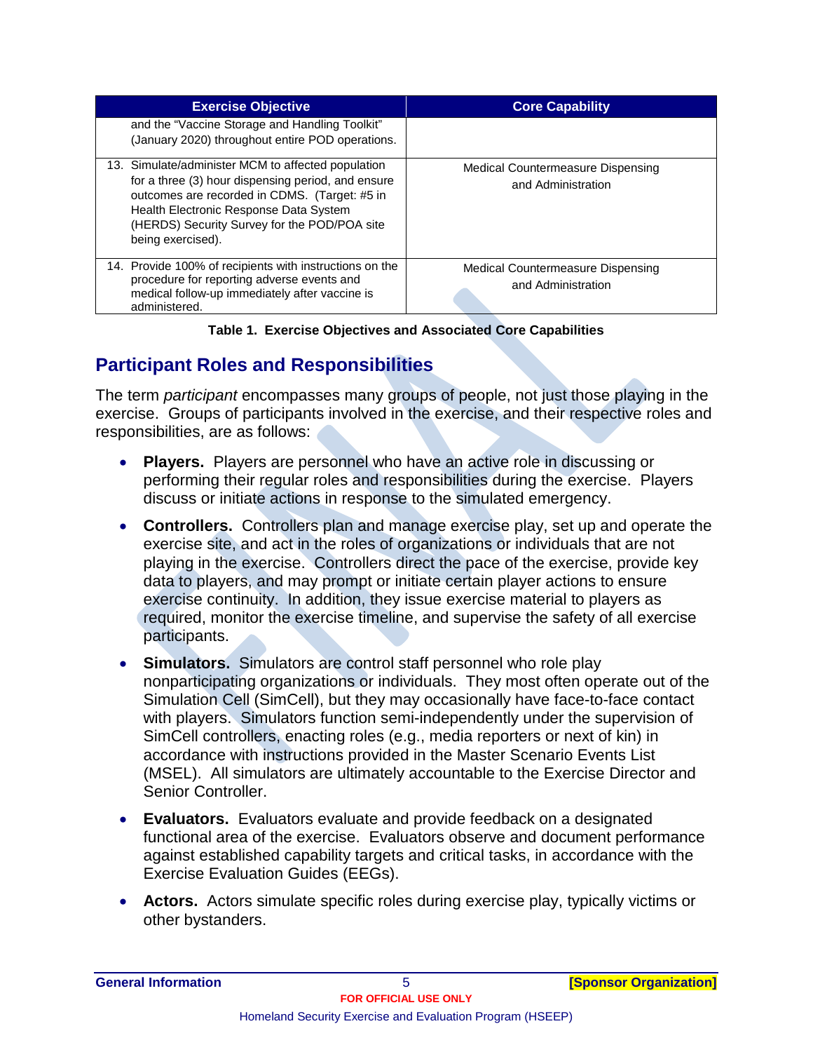| Exercise Objective | Core Capability |
|---|---|
| and the "Vaccine Storage and Handling Toolkit" (January 2020) throughout entire POD operations. | |
| 13. Simulate/administer MCM to affected population for a three (3) hour dispensing period, and ensure outcomes are recorded in CDMS. (Target: #5 in Health Electronic Response Data System (HERDS) Security Survey for the POD/POA site being exercised). | Medical Countermeasure Dispensing and Administration |
| 14. Provide 100% of recipients with instructions on the procedure for reporting adverse events and medical follow-up immediately after vaccine is administered. | Medical Countermeasure Dispensing and Administration |

**Table 1. Exercise Objectives and Associated Core Capabilities**

## Participant Roles and Responsibilities

The term *participant* encompasses many groups of people, not just those playing in the exercise. Groups of participants involved in the exercise, and their respective roles and responsibilities, are as follows:

- **Players.** Players are personnel who have an active role in discussing or performing their regular roles and responsibilities during the exercise. Players discuss or initiate actions in response to the simulated emergency.
- **Controllers.** Controllers plan and manage exercise play, set up and operate the exercise site, and act in the roles of organizations or individuals that are not playing in the exercise. Controllers direct the pace of the exercise, provide key data to players, and may prompt or initiate certain player actions to ensure exercise continuity. In addition, they issue exercise material to players as required, monitor the exercise timeline, and supervise the safety of all exercise participants.
- **Simulators.** Simulators are control staff personnel who role play nonparticipating organizations or individuals. They most often operate out of the Simulation Cell (SimCell), but they may occasionally have face-to-face contact with players. Simulators function semi-independently under the supervision of SimCell controllers, enacting roles (e.g., media reporters or next of kin) in accordance with instructions provided in the Master Scenario Events List (MSEL). All simulators are ultimately accountable to the Exercise Director and Senior Controller.
- **Evaluators.** Evaluators evaluate and provide feedback on a designated functional area of the exercise. Evaluators observe and document performance against established capability targets and critical tasks, in accordance with the Exercise Evaluation Guides (EEGs).
- **Actors.** Actors simulate specific roles during exercise play, typically victims or other bystanders.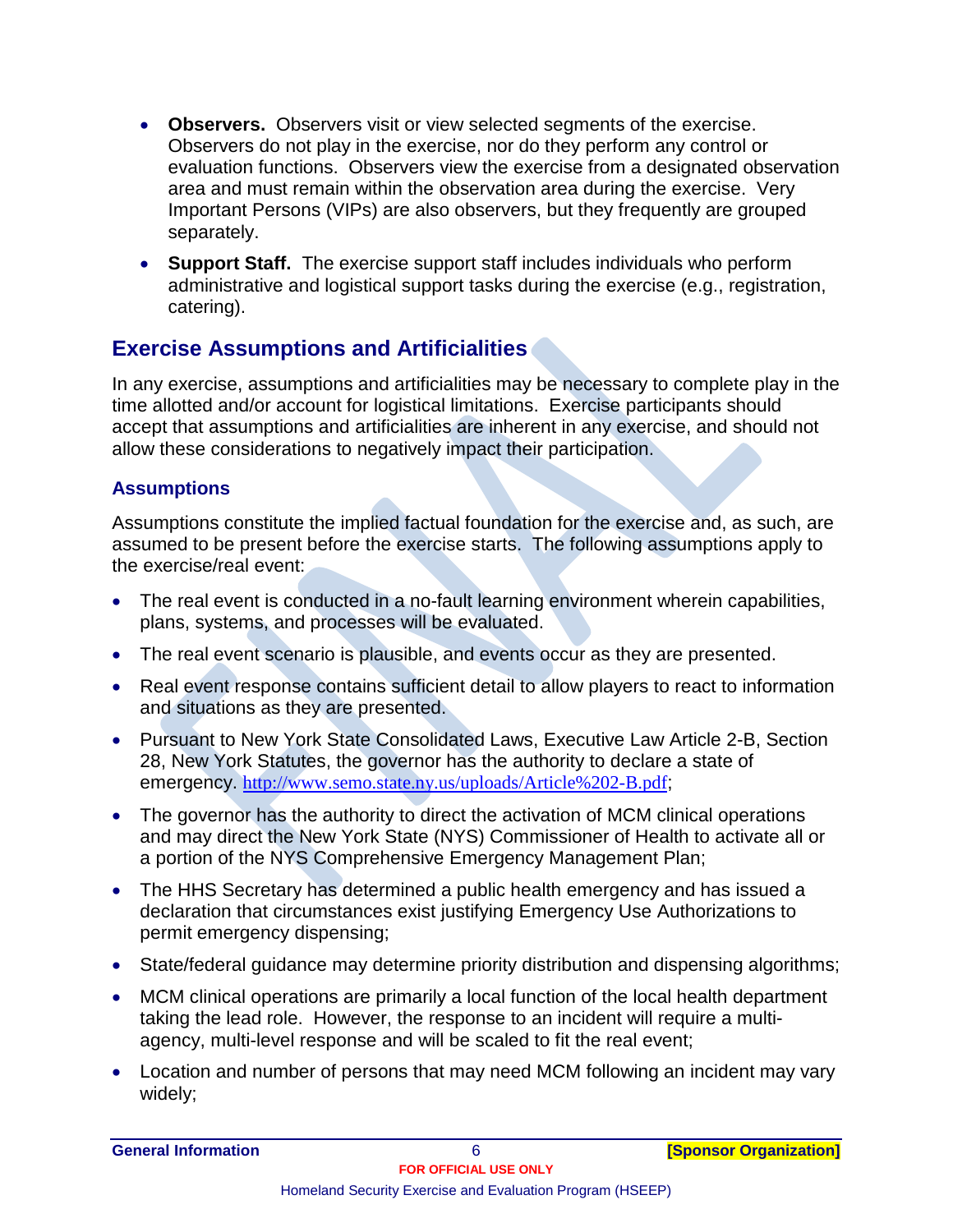- **Observers.** Observers visit or view selected segments of the exercise. Observers do not play in the exercise, nor do they perform any control or evaluation functions. Observers view the exercise from a designated observation area and must remain within the observation area during the exercise. Very Important Persons (VIPs) are also observers, but they frequently are grouped separately.
- **Support Staff.** The exercise support staff includes individuals who perform administrative and logistical support tasks during the exercise (e.g., registration, catering).

## Exercise Assumptions and Artificialities

In any exercise, assumptions and artificialities may be necessary to complete play in the time allotted and/or account for logistical limitations. Exercise participants should accept that assumptions and artificialities are inherent in any exercise, and should not allow these considerations to negatively impact their participation.

### Assumptions

Assumptions constitute the implied factual foundation for the exercise and, as such, are assumed to be present before the exercise starts. The following assumptions apply to the exercise/real event:

- The real event is conducted in a no-fault learning environment wherein capabilities, plans, systems, and processes will be evaluated.
- The real event scenario is plausible, and events occur as they are presented.
- Real event response contains sufficient detail to allow players to react to information and situations as they are presented.
- Pursuant to New York State Consolidated Laws, Executive Law Article 2-B, Section 28, New York Statutes, the governor has the authority to declare a state of emergency. http://www.semo.state.ny.us/uploads/Article%202-B.pdf;
- The governor has the authority to direct the activation of MCM clinical operations and may direct the New York State (NYS) Commissioner of Health to activate all or a portion of the NYS Comprehensive Emergency Management Plan;
- The HHS Secretary has determined a public health emergency and has issued a declaration that circumstances exist justifying Emergency Use Authorizations to permit emergency dispensing;
- State/federal guidance may determine priority distribution and dispensing algorithms;
- MCM clinical operations are primarily a local function of the local health department taking the lead role. However, the response to an incident will require a multi-agency, multi-level response and will be scaled to fit the real event;
- Location and number of persons that may need MCM following an incident may vary widely;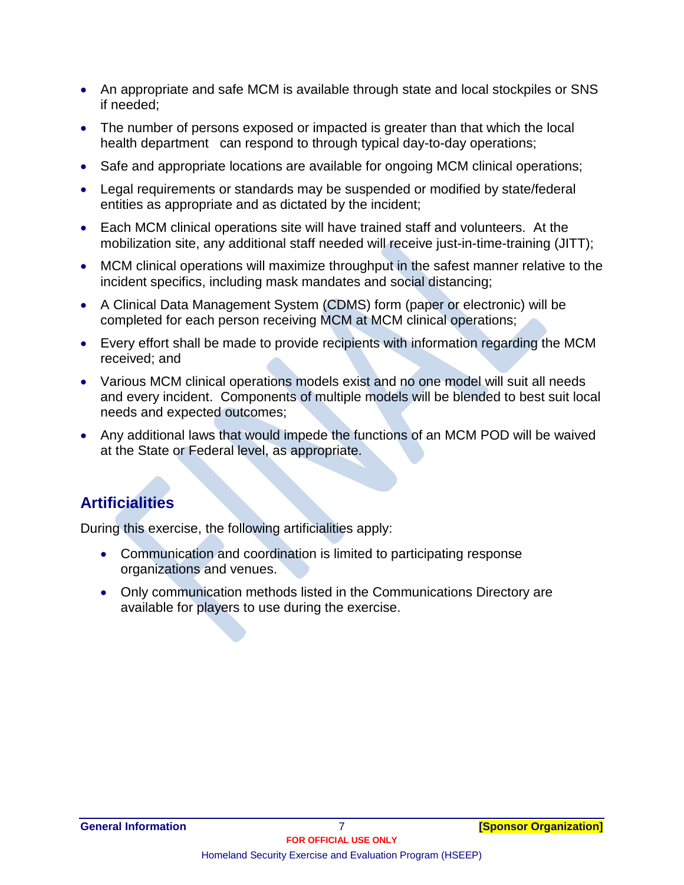- An appropriate and safe MCM is available through state and local stockpiles or SNS if needed;
- The number of persons exposed or impacted is greater than that which the local health department can respond to through typical day-to-day operations;
- Safe and appropriate locations are available for ongoing MCM clinical operations;
- Legal requirements or standards may be suspended or modified by state/federal entities as appropriate and as dictated by the incident;
- Each MCM clinical operations site will have trained staff and volunteers. At the mobilization site, any additional staff needed will receive just-in-time-training (JITT);
- MCM clinical operations will maximize throughput in the safest manner relative to the incident specifics, including mask mandates and social distancing;
- A Clinical Data Management System (CDMS) form (paper or electronic) will be completed for each person receiving MCM at MCM clinical operations;
- Every effort shall be made to provide recipients with information regarding the MCM received; and
- Various MCM clinical operations models exist and no one model will suit all needs and every incident. Components of multiple models will be blended to best suit local needs and expected outcomes;
- Any additional laws that would impede the functions of an MCM POD will be waived at the State or Federal level, as appropriate.

## Artificialities

During this exercise, the following artificialities apply:

- Communication and coordination is limited to participating response organizations and venues.
- Only communication methods listed in the Communications Directory are available for players to use during the exercise.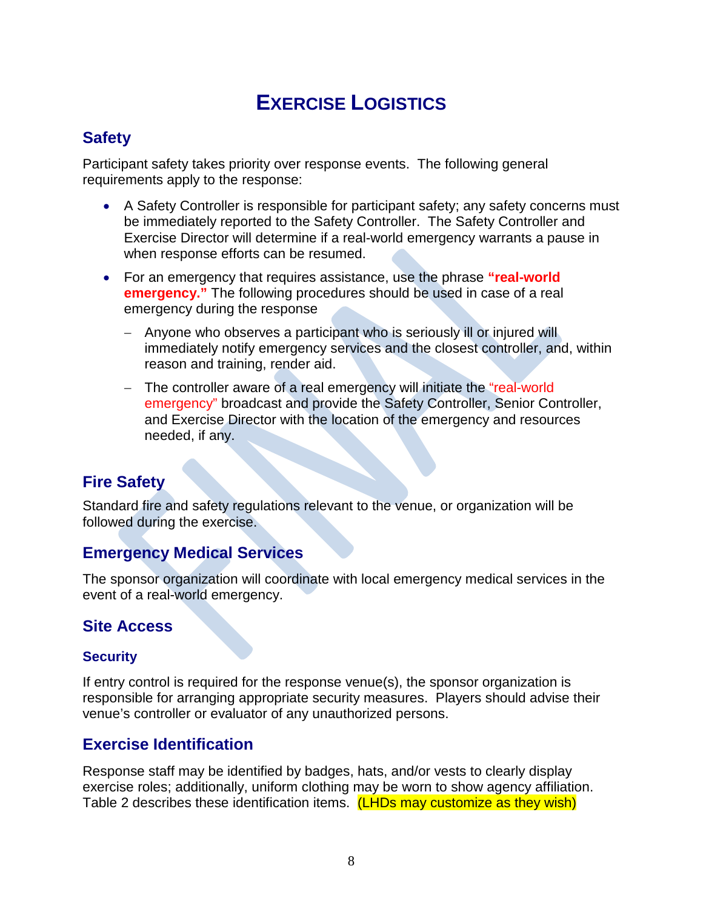# EXERCISE LOGISTICS

## Safety

Participant safety takes priority over response events. The following general requirements apply to the response:

- A Safety Controller is responsible for participant safety; any safety concerns must be immediately reported to the Safety Controller. The Safety Controller and Exercise Director will determine if a real-world emergency warrants a pause in when response efforts can be resumed.
- For an emergency that requires assistance, use the phrase **"real-world emergency."** The following procedures should be used in case of a real emergency during the response
  - Anyone who observes a participant who is seriously ill or injured will immediately notify emergency services and the closest controller, and, within reason and training, render aid.
  - The controller aware of a real emergency will initiate the "real-world emergency" broadcast and provide the Safety Controller, Senior Controller, and Exercise Director with the location of the emergency and resources needed, if any.

## Fire Safety

Standard fire and safety regulations relevant to the venue, or organization will be followed during the exercise.

## Emergency Medical Services

The sponsor organization will coordinate with local emergency medical services in the event of a real-world emergency.

## Site Access

### Security

If entry control is required for the response venue(s), the sponsor organization is responsible for arranging appropriate security measures. Players should advise their venue's controller or evaluator of any unauthorized persons.

## Exercise Identification

Response staff may be identified by badges, hats, and/or vests to clearly display exercise roles; additionally, uniform clothing may be worn to show agency affiliation. Table 2 describes these identification items. (LHDs may customize as they wish)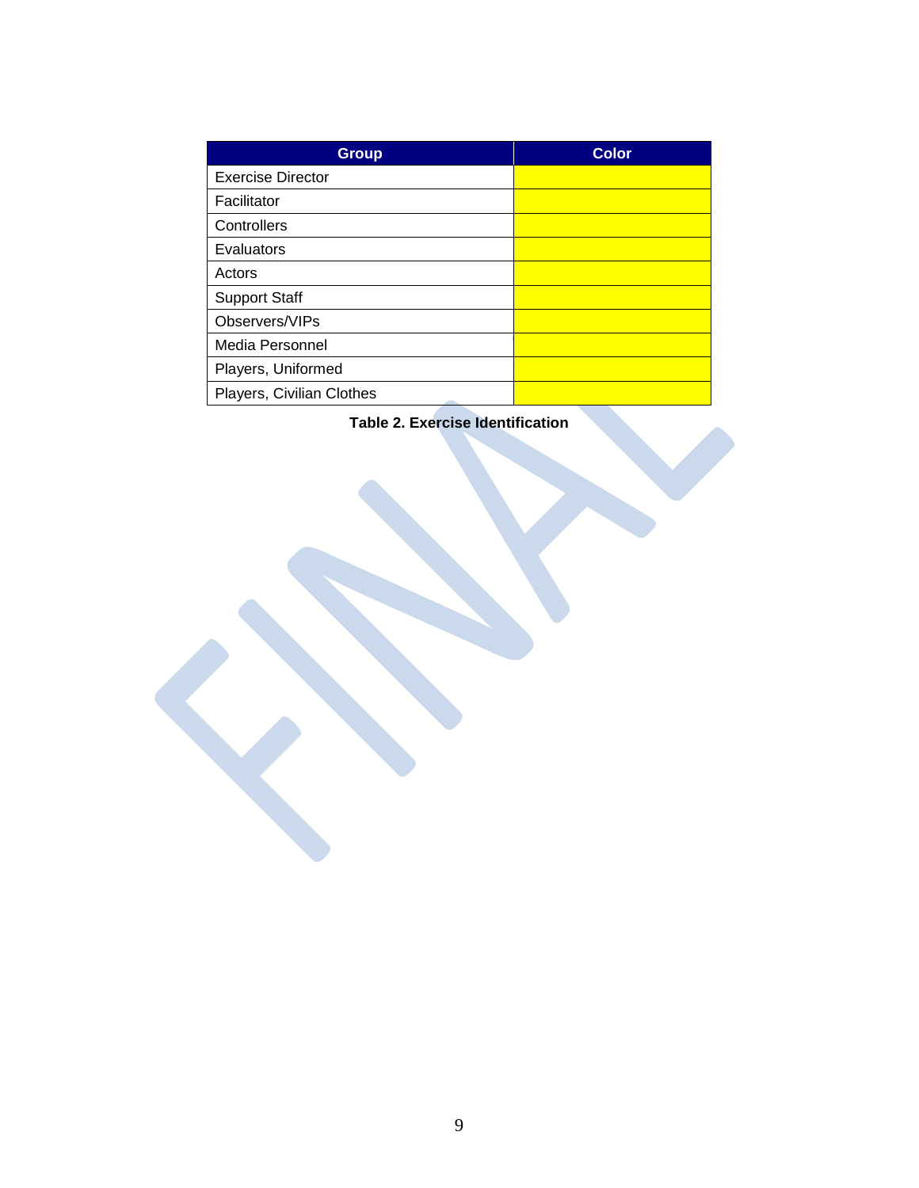| Group | Color |
| --- | --- |
| Exercise Director | |
| Facilitator | |
| Controllers | |
| Evaluators | |
| Actors | |
| Support Staff | |
| Observers/VIPs | |
| Media Personnel | |
| Players, Uniformed | |
| Players, Civilian Clothes | |

**Table 2. Exercise Identification**

FINAL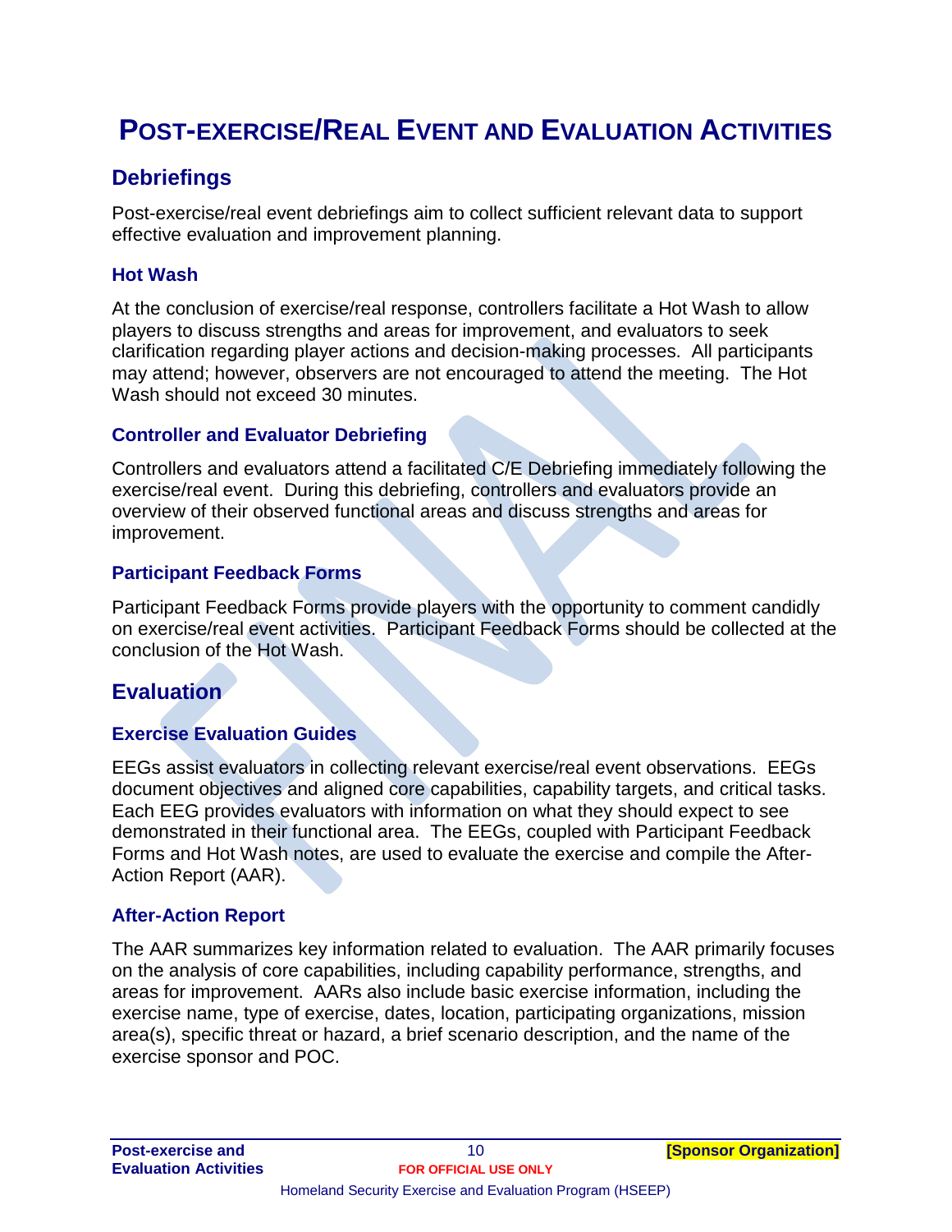# POST-EXERCISE/REAL EVENT AND EVALUATION ACTIVITIES

## Debriefings

Post-exercise/real event debriefings aim to collect sufficient relevant data to support effective evaluation and improvement planning.

### Hot Wash

At the conclusion of exercise/real response, controllers facilitate a Hot Wash to allow players to discuss strengths and areas for improvement, and evaluators to seek clarification regarding player actions and decision-making processes. All participants may attend; however, observers are not encouraged to attend the meeting. The Hot Wash should not exceed 30 minutes.

### Controller and Evaluator Debriefing

Controllers and evaluators attend a facilitated C/E Debriefing immediately following the exercise/real event. During this debriefing, controllers and evaluators provide an overview of their observed functional areas and discuss strengths and areas for improvement.

### Participant Feedback Forms

Participant Feedback Forms provide players with the opportunity to comment candidly on exercise/real event activities. Participant Feedback Forms should be collected at the conclusion of the Hot Wash.

## Evaluation

### Exercise Evaluation Guides

EEGs assist evaluators in collecting relevant exercise/real event observations. EEGs document objectives and aligned core capabilities, capability targets, and critical tasks. Each EEG provides evaluators with information on what they should expect to see demonstrated in their functional area. The EEGs, coupled with Participant Feedback Forms and Hot Wash notes, are used to evaluate the exercise and compile the After-Action Report (AAR).

### After-Action Report

The AAR summarizes key information related to evaluation. The AAR primarily focuses on the analysis of core capabilities, including capability performance, strengths, and areas for improvement. AARs also include basic exercise information, including the exercise name, type of exercise, dates, location, participating organizations, mission area(s), specific threat or hazard, a brief scenario description, and the name of the exercise sponsor and POC.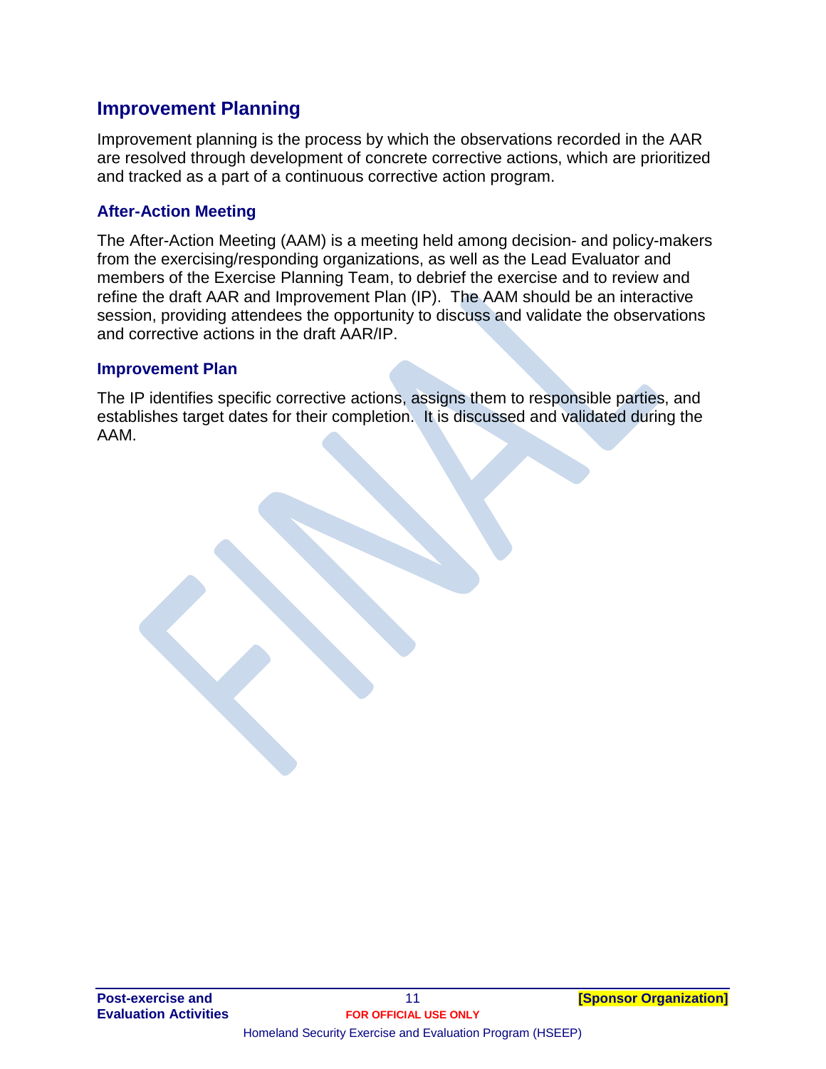## Improvement Planning

Improvement planning is the process by which the observations recorded in the AAR are resolved through development of concrete corrective actions, which are prioritized and tracked as a part of a continuous corrective action program.

### After-Action Meeting

The After-Action Meeting (AAM) is a meeting held among decision- and policy-makers from the exercising/responding organizations, as well as the Lead Evaluator and members of the Exercise Planning Team, to debrief the exercise and to review and refine the draft AAR and Improvement Plan (IP). The AAM should be an interactive session, providing attendees the opportunity to discuss and validate the observations and corrective actions in the draft AAR/IP.

### Improvement Plan

The IP identifies specific corrective actions, assigns them to responsible parties, and establishes target dates for their completion. It is discussed and validated during the AAM.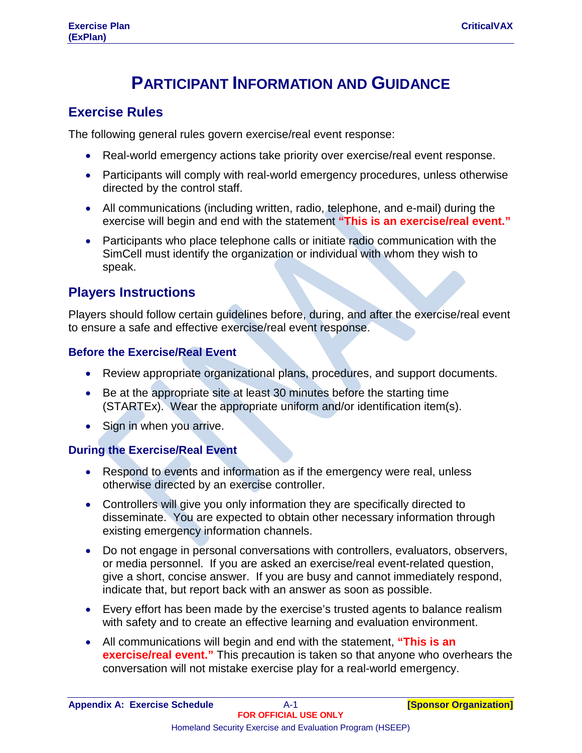# Participant Information and Guidance

## Exercise Rules

The following general rules govern exercise/real event response:

- Real-world emergency actions take priority over exercise/real event response.
- Participants will comply with real-world emergency procedures, unless otherwise directed by the control staff.
- All communications (including written, radio, telephone, and e-mail) during the exercise will begin and end with the statement **"This is an exercise/real event."**
- Participants who place telephone calls or initiate radio communication with the SimCell must identify the organization or individual with whom they wish to speak.

## Players Instructions

Players should follow certain guidelines before, during, and after the exercise/real event to ensure a safe and effective exercise/real event response.

### Before the Exercise/Real Event

- Review appropriate organizational plans, procedures, and support documents.
- Be at the appropriate site at least 30 minutes before the starting time (STARTEx). Wear the appropriate uniform and/or identification item(s).
- Sign in when you arrive.

### During the Exercise/Real Event

- Respond to events and information as if the emergency were real, unless otherwise directed by an exercise controller.
- Controllers will give you only information they are specifically directed to disseminate. You are expected to obtain other necessary information through existing emergency information channels.
- Do not engage in personal conversations with controllers, evaluators, observers, or media personnel. If you are asked an exercise/real event-related question, give a short, concise answer. If you are busy and cannot immediately respond, indicate that, but report back with an answer as soon as possible.
- Every effort has been made by the exercise's trusted agents to balance realism with safety and to create an effective learning and evaluation environment.
- All communications will begin and end with the statement, **"This is an exercise/real event."** This precaution is taken so that anyone who overhears the conversation will not mistake exercise play for a real-world emergency.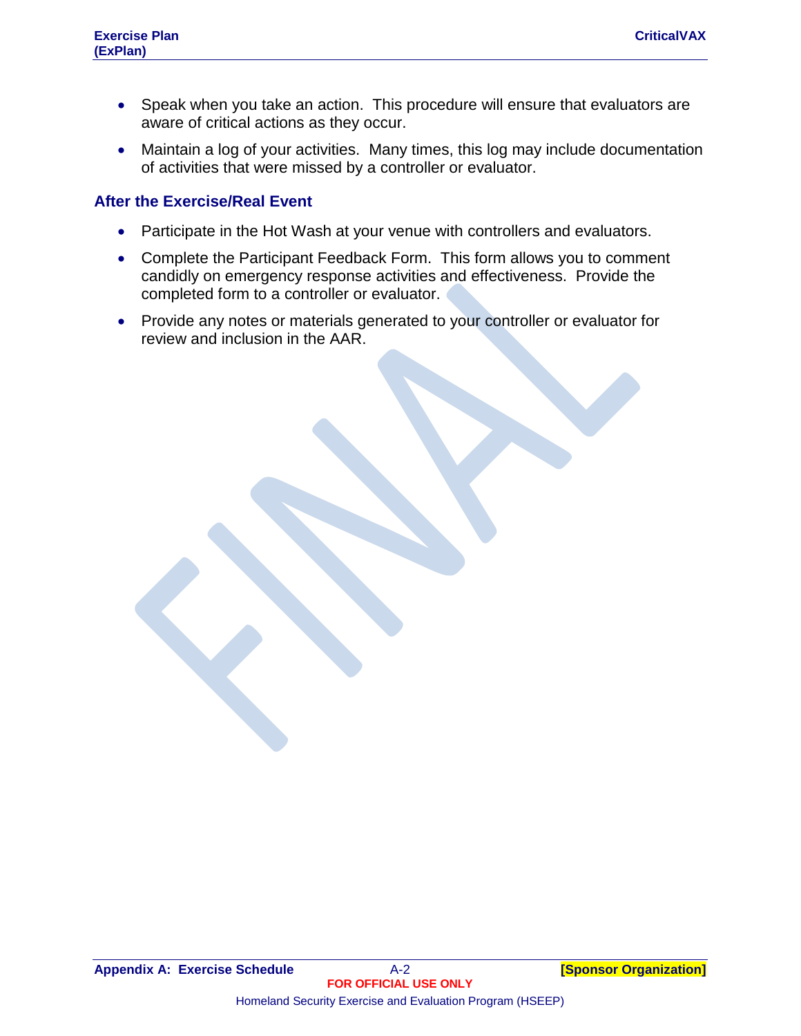- Speak when you take an action. This procedure will ensure that evaluators are aware of critical actions as they occur.
- Maintain a log of your activities. Many times, this log may include documentation of activities that were missed by a controller or evaluator.

## After the Exercise/Real Event

- Participate in the Hot Wash at your venue with controllers and evaluators.
- Complete the Participant Feedback Form. This form allows you to comment candidly on emergency response activities and effectiveness. Provide the completed form to a controller or evaluator.
- Provide any notes or materials generated to your controller or evaluator for review and inclusion in the AAR.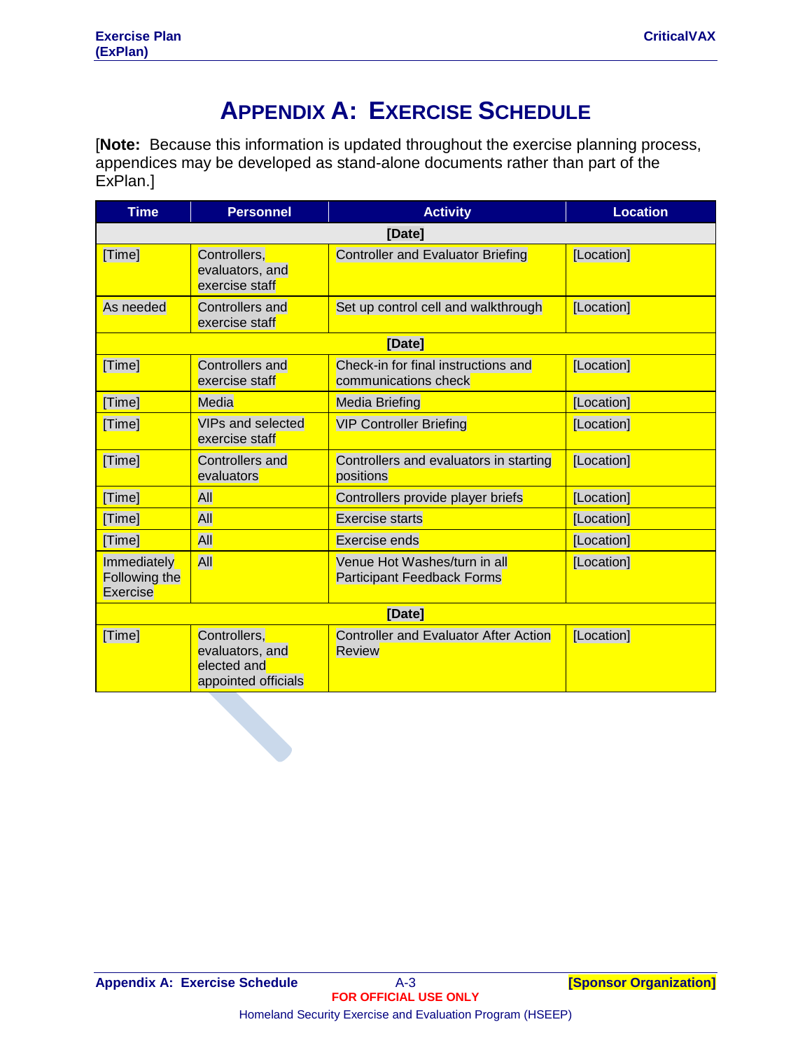# APPENDIX A: EXERCISE SCHEDULE

[**Note:** Because this information is updated throughout the exercise planning process, appendices may be developed as stand-alone documents rather than part of the ExPlan.]

| Time | Personnel | Activity | Location |
|---|---|---|---|
| **[Date]** | | | |
| [Time] | Controllers, evaluators, and exercise staff | Controller and Evaluator Briefing | [Location] |
| As needed | Controllers and exercise staff | Set up control cell and walkthrough | [Location] |
| **[Date]** | | | |
| [Time] | Controllers and exercise staff | Check-in for final instructions and communications check | [Location] |
| [Time] | Media | Media Briefing | [Location] |
| [Time] | VIPs and selected exercise staff | VIP Controller Briefing | [Location] |
| [Time] | Controllers and evaluators | Controllers and evaluators in starting positions | [Location] |
| [Time] | All | Controllers provide player briefs | [Location] |
| [Time] | All | Exercise starts | [Location] |
| [Time] | All | Exercise ends | [Location] |
| Immediately Following the Exercise | All | Venue Hot Washes/turn in all Participant Feedback Forms | [Location] |
| **[Date]** | | | |
| [Time] | Controllers, evaluators, and elected and appointed officials | Controller and Evaluator After Action Review | [Location] |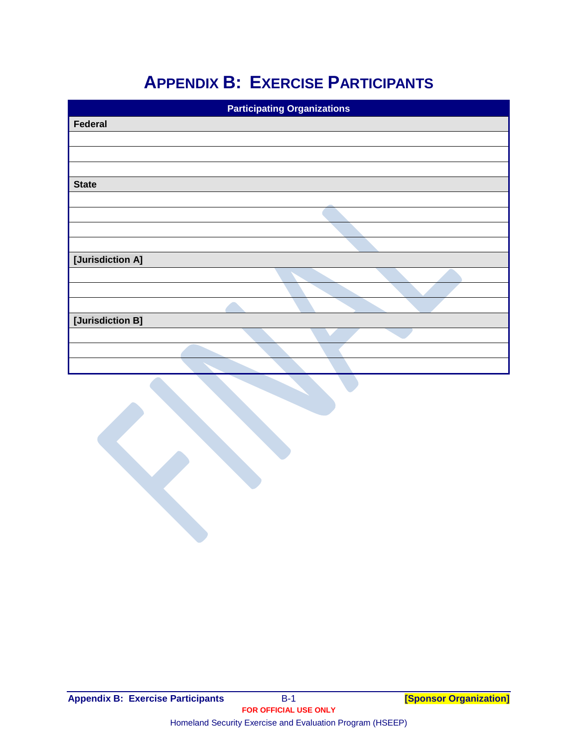# APPENDIX B: EXERCISE PARTICIPANTS

| Participating Organizations |
|---|
| **Federal** |
| |
| |
| |
| **State** |
| |
| |
| |
| |
| **[Jurisdiction A]** |
| |
| |
| |
| **[Jurisdiction B]** |
| |
| |
| |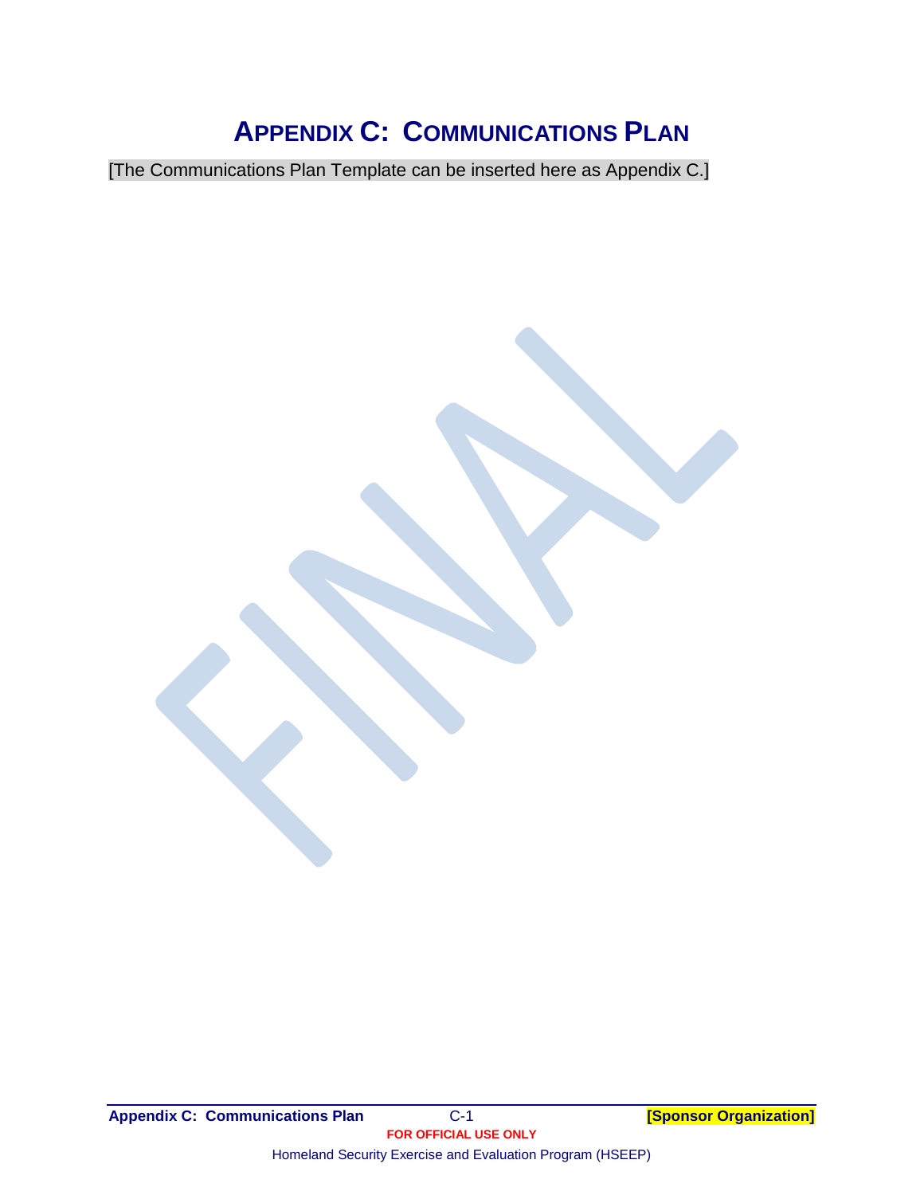# APPENDIX C: COMMUNICATIONS PLAN

[The Communications Plan Template can be inserted here as Appendix C.]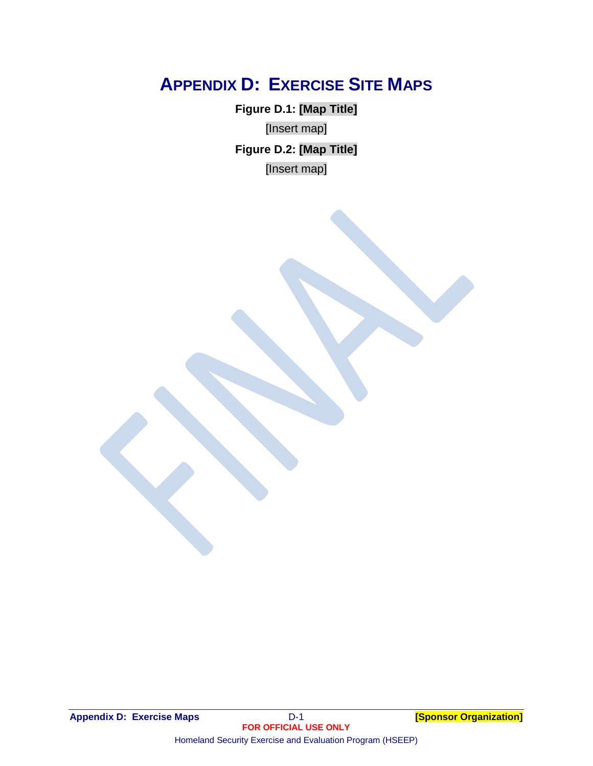# APPENDIX D: EXERCISE SITE MAPS

**Figure D.1: [Map Title]**

[Insert map]

**Figure D.2: [Map Title]**

[Insert map]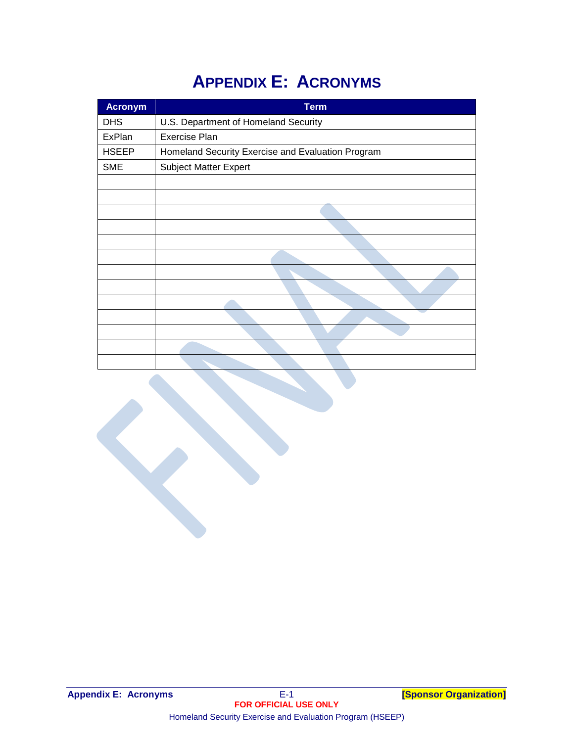# APPENDIX E: ACRONYMS

| Acronym | Term |
|---|---|
| DHS | U.S. Department of Homeland Security |
| ExPlan | Exercise Plan |
| HSEEP | Homeland Security Exercise and Evaluation Program |
| SME | Subject Matter Expert |
| | |
| | |
| | |
| | |
| | |
| | |
| | |
| | |
| | |
| | |
| | |
| | |
| | |

FOR OFFICIAL USE ONLY